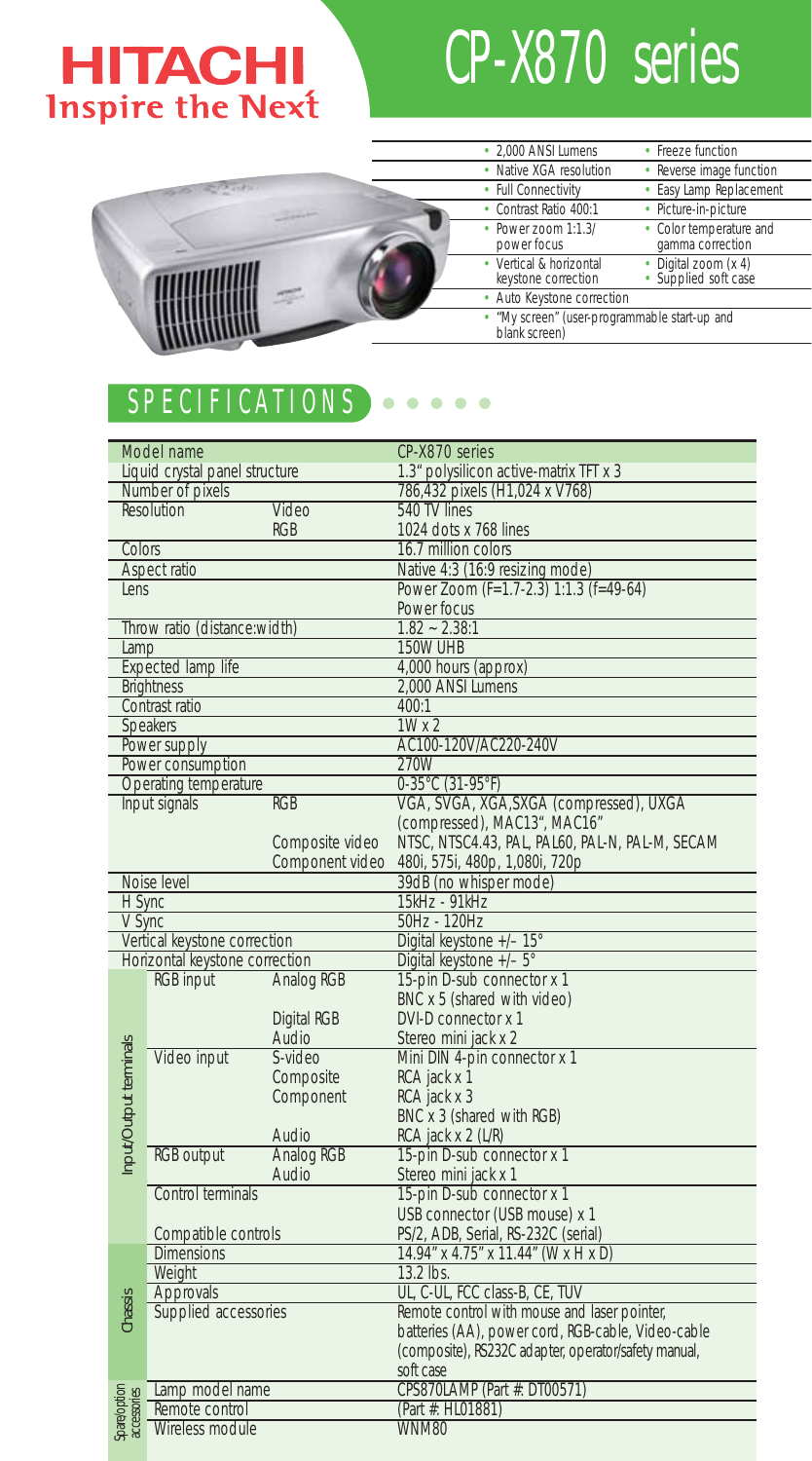# HITACHI
Inspire the Next

# CP-X870 series

- 2,000 ANSI Lumens
- Native XGA resolution
- Full Connectivity
- Contrast Ratio 400:1
- Power zoom 1:1.3/ power focus
- Vertical & horizontal keystone correction
- Auto Keystone correction
- "My screen" (user-programmable start-up and blank screen)
- Freeze function
- Reverse image function
- Easy Lamp Replacement
- Picture-in-picture
- Color temperature and gamma correction
- Digital zoom (x 4)
- Supplied soft case

## SPECIFICATIONS

| | | | |
|---|---|---|---|
| Model name | | | CP-X870 series |
| Liquid crystal panel structure | | | 1.3" polysilicon active-matrix TFT x 3 |
| Number of pixels | | | 786,432 pixels (H1,024 x V768) |
| Resolution | | Video | 540 TV lines |
| | | RGB | 1024 dots x 768 lines |
| Colors | | | 16.7 million colors |
| Aspect ratio | | | Native 4:3 (16:9 resizing mode) |
| Lens | | | Power Zoom (F=1.7-2.3) 1:1.3 (f=49-64) Power focus |
| Throw ratio (distance:width) | | | 1.82 ~ 2.38:1 |
| Lamp | | | 150W UHB |
| Expected lamp life | | | 4,000 hours (approx) |
| Brightness | | | 2,000 ANSI Lumens |
| Contrast ratio | | | 400:1 |
| Speakers | | | 1W x 2 |
| Power supply | | | AC100-120V/AC220-240V |
| Power consumption | | | 270W |
| Operating temperature | | | 0-35°C (31-95°F) |
| Input signals | | RGB | VGA, SVGA, XGA,SXGA (compressed), UXGA (compressed), MAC13", MAC16" |
| | | Composite video | NTSC, NTSC4.43, PAL, PAL60, PAL-N, PAL-M, SECAM |
| | | Component video | 480i, 575i, 480p, 1,080i, 720p |
| Noise level | | | 39dB (no whisper mode) |
| H Sync | | | 15kHz - 91kHz |
| V Sync | | | 50Hz - 120Hz |
| Vertical keystone correction | | | Digital keystone +/– 15° |
| Horizontal keystone correction | | | Digital keystone +/– 5° |
| Input/Output terminals | RGB input | Analog RGB | 15-pin D-sub connector x 1 BNC x 5 (shared with video) |
| | | Digital RGB | DVI-D connector x 1 |
| | | Audio | Stereo mini jack x 2 |
| | Video input | S-video | Mini DIN 4-pin connector x 1 |
| | | Composite | RCA jack x 1 |
| | | Component | RCA jack x 3 BNC x 3 (shared with RGB) |
| | | Audio | RCA jack x 2 (L/R) |
| | RGB output | Analog RGB | 15-pin D-sub connector x 1 |
| | | Audio | Stereo mini jack x 1 |
| | Control terminals | | 15-pin D-sub connector x 1 USB connector (USB mouse) x 1 |
| | Compatible controls | | PS/2, ADB, Serial, RS-232C (serial) |
| Chassis | Dimensions | | 14.94" x 4.75" x 11.44" (W x H x D) |
| | Weight | | 13.2 lbs. |
| | Approvals | | UL, C-UL, FCC class-B, CE, TUV |
| | Supplied accessories | | Remote control with mouse and laser pointer, batteries (AA), power cord, RGB-cable, Video-cable (composite), RS232C adapter, operator/safety manual, soft case |
| Spare/option accessories | Lamp model name | | CPS870LAMP (Part #: DT00571) |
| | Remote control | | (Part #: HL01881) |
| | Wireless module | | WNM80 |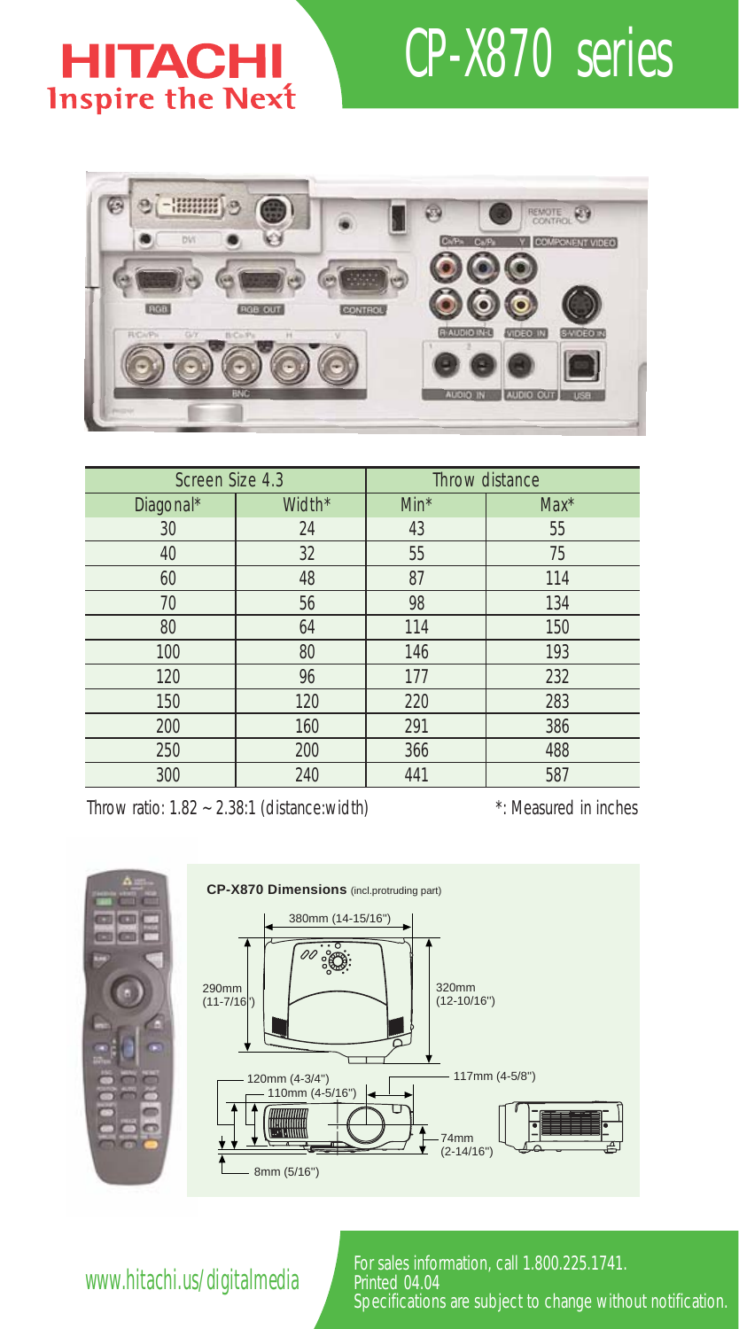# CP-X870 series

| Screen Size 4.3 | | Throw distance | |
|---|---|---|---|
| Diagonal* | Width* | Min* | Max* |
| 30 | 24 | 43 | 55 |
| 40 | 32 | 55 | 75 |
| 60 | 48 | 87 | 114 |
| 70 | 56 | 98 | 134 |
| 80 | 64 | 114 | 150 |
| 100 | 80 | 146 | 193 |
| 120 | 96 | 177 | 232 |
| 150 | 120 | 220 | 283 |
| 200 | 160 | 291 | 386 |
| 250 | 200 | 366 | 488 |
| 300 | 240 | 441 | 587 |

Throw ratio: 1.82 ~ 2.38:1 (distance:width)

*: Measured in inches

**CP-X870 Dimensions** (incl.protruding part)

380mm (14-15/16")
290mm (11-7/16")
320mm (12-10/16")
120mm (4-3/4")
110mm (4-5/16")
117mm (4-5/8")
74mm (2-14/16")
8mm (5/16")

www.hitachi.us/digitalmedia

For sales information, call 1.800.225.1741.
Printed 04.04
Specifications are subject to change without notification.